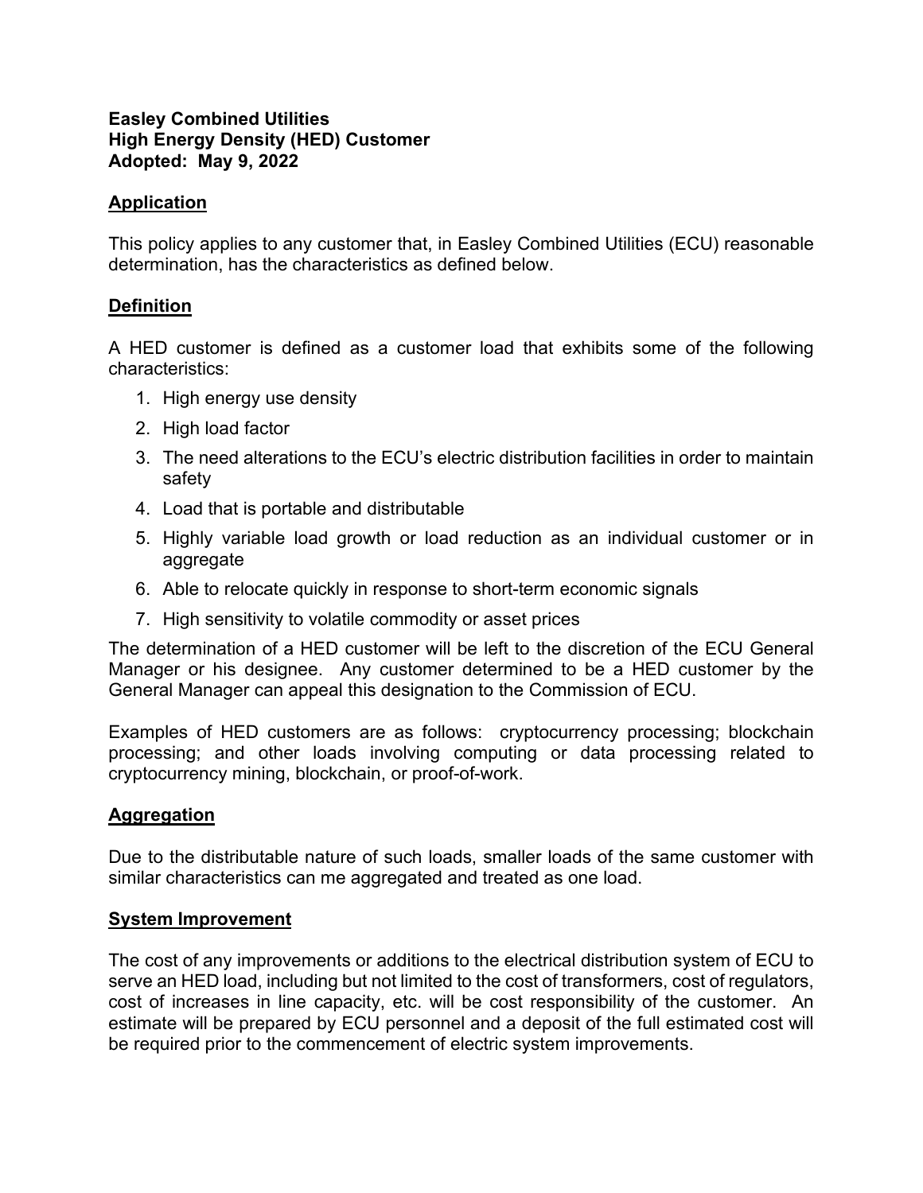**Easley Combined Utilities**
**High Energy Density (HED) Customer**
**Adopted: May 9, 2022**

## Application

This policy applies to any customer that, in Easley Combined Utilities (ECU) reasonable determination, has the characteristics as defined below.

## Definition

A HED customer is defined as a customer load that exhibits some of the following characteristics:

1. High energy use density
2. High load factor
3. The need alterations to the ECU's electric distribution facilities in order to maintain safety
4. Load that is portable and distributable
5. Highly variable load growth or load reduction as an individual customer or in aggregate
6. Able to relocate quickly in response to short-term economic signals
7. High sensitivity to volatile commodity or asset prices

The determination of a HED customer will be left to the discretion of the ECU General Manager or his designee. Any customer determined to be a HED customer by the General Manager can appeal this designation to the Commission of ECU.

Examples of HED customers are as follows: cryptocurrency processing; blockchain processing; and other loads involving computing or data processing related to cryptocurrency mining, blockchain, or proof-of-work.

## Aggregation

Due to the distributable nature of such loads, smaller loads of the same customer with similar characteristics can me aggregated and treated as one load.

## System Improvement

The cost of any improvements or additions to the electrical distribution system of ECU to serve an HED load, including but not limited to the cost of transformers, cost of regulators, cost of increases in line capacity, etc. will be cost responsibility of the customer. An estimate will be prepared by ECU personnel and a deposit of the full estimated cost will be required prior to the commencement of electric system improvements.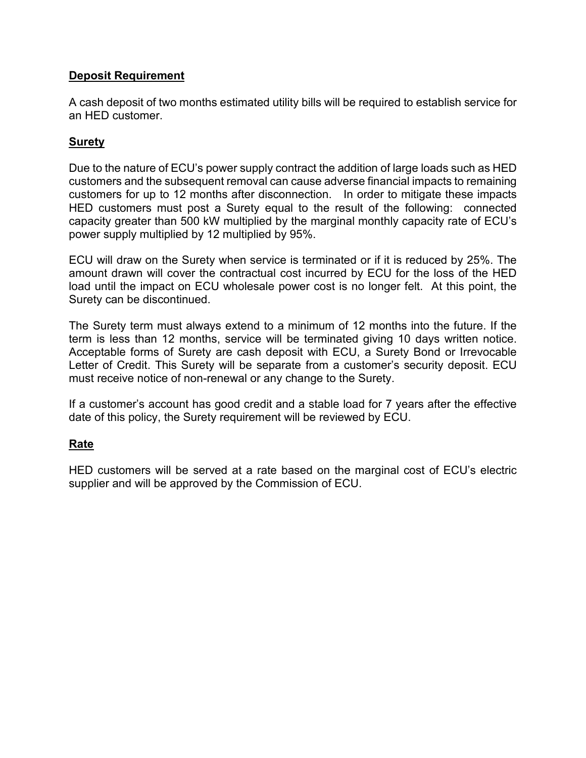**Deposit Requirement**

A cash deposit of two months estimated utility bills will be required to establish service for an HED customer.

**Surety**

Due to the nature of ECU's power supply contract the addition of large loads such as HED customers and the subsequent removal can cause adverse financial impacts to remaining customers for up to 12 months after disconnection. In order to mitigate these impacts HED customers must post a Surety equal to the result of the following: connected capacity greater than 500 kW multiplied by the marginal monthly capacity rate of ECU's power supply multiplied by 12 multiplied by 95%.

ECU will draw on the Surety when service is terminated or if it is reduced by 25%. The amount drawn will cover the contractual cost incurred by ECU for the loss of the HED load until the impact on ECU wholesale power cost is no longer felt. At this point, the Surety can be discontinued.

The Surety term must always extend to a minimum of 12 months into the future. If the term is less than 12 months, service will be terminated giving 10 days written notice. Acceptable forms of Surety are cash deposit with ECU, a Surety Bond or Irrevocable Letter of Credit. This Surety will be separate from a customer's security deposit. ECU must receive notice of non-renewal or any change to the Surety.

If a customer's account has good credit and a stable load for 7 years after the effective date of this policy, the Surety requirement will be reviewed by ECU.

**Rate**

HED customers will be served at a rate based on the marginal cost of ECU's electric supplier and will be approved by the Commission of ECU.